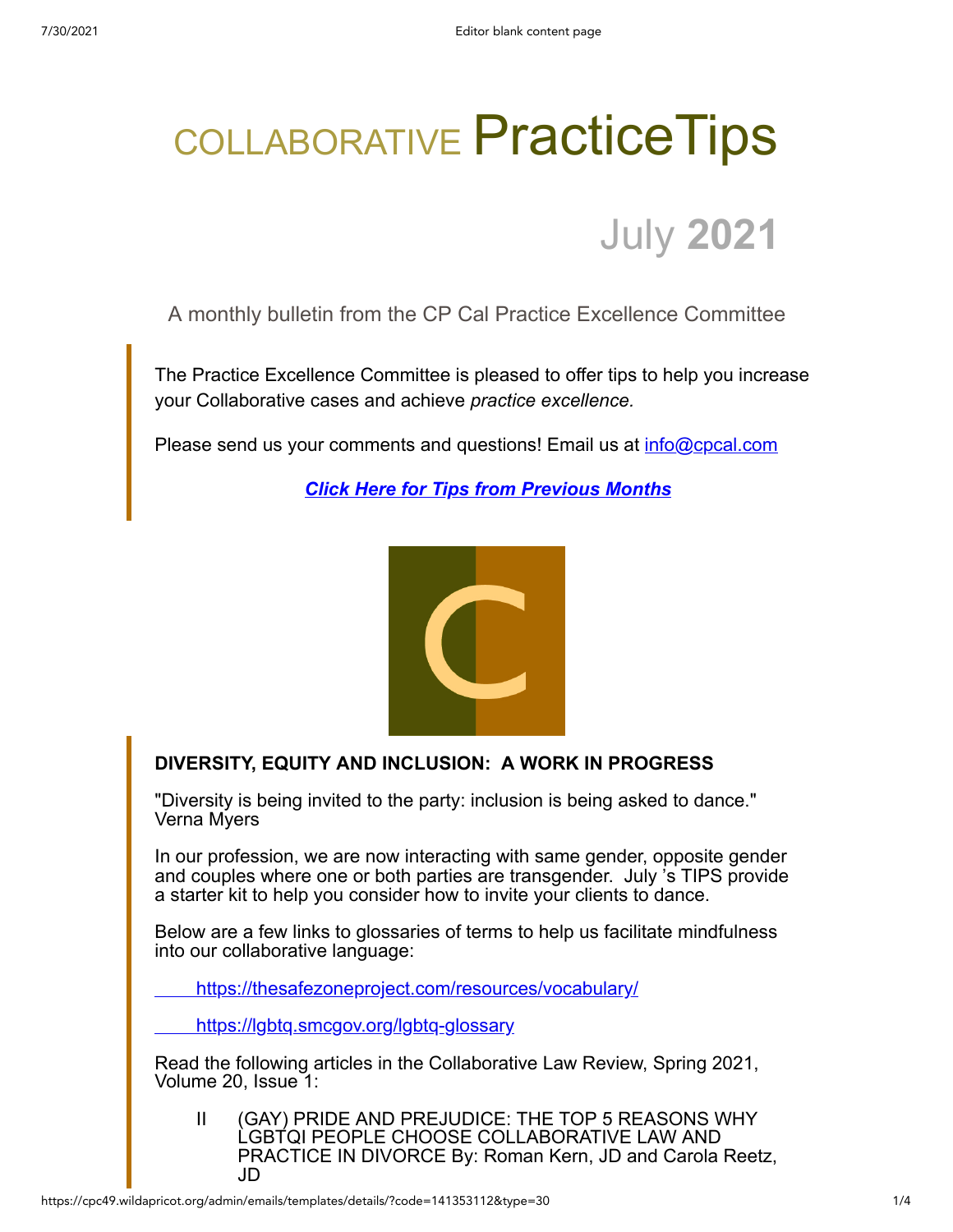# COLLABORATIVE PracticeTips

## July 2021

A monthly bulletin from the CP Cal Practice Excellence Committee

The Practice Excellence Committee is pleased to offer tips to help you increase your Collaborative cases and achieve *practice excellence.*

Please send us your comments and questions! Email us at info@cpcal.com

***Click Here for Tips from Previous Months***

**DIVERSITY, EQUITY AND INCLUSION: A WORK IN PROGRESS**

"Diversity is being invited to the party: inclusion is being asked to dance." Verna Myers

In our profession, we are now interacting with same gender, opposite gender and couples where one or both parties are transgender. July 's TIPS provide a starter kit to help you consider how to invite your clients to dance.

Below are a few links to glossaries of terms to help us facilitate mindfulness into our collaborative language:

https://thesafezoneproject.com/resources/vocabulary/

https://lgbtq.smcgov.org/lgbtq-glossary

Read the following articles in the Collaborative Law Review, Spring 2021, Volume 20, Issue 1:

II (GAY) PRIDE AND PREJUDICE: THE TOP 5 REASONS WHY LGBTQI PEOPLE CHOOSE COLLABORATIVE LAW AND PRACTICE IN DIVORCE By: Roman Kern, JD and Carola Reetz, JD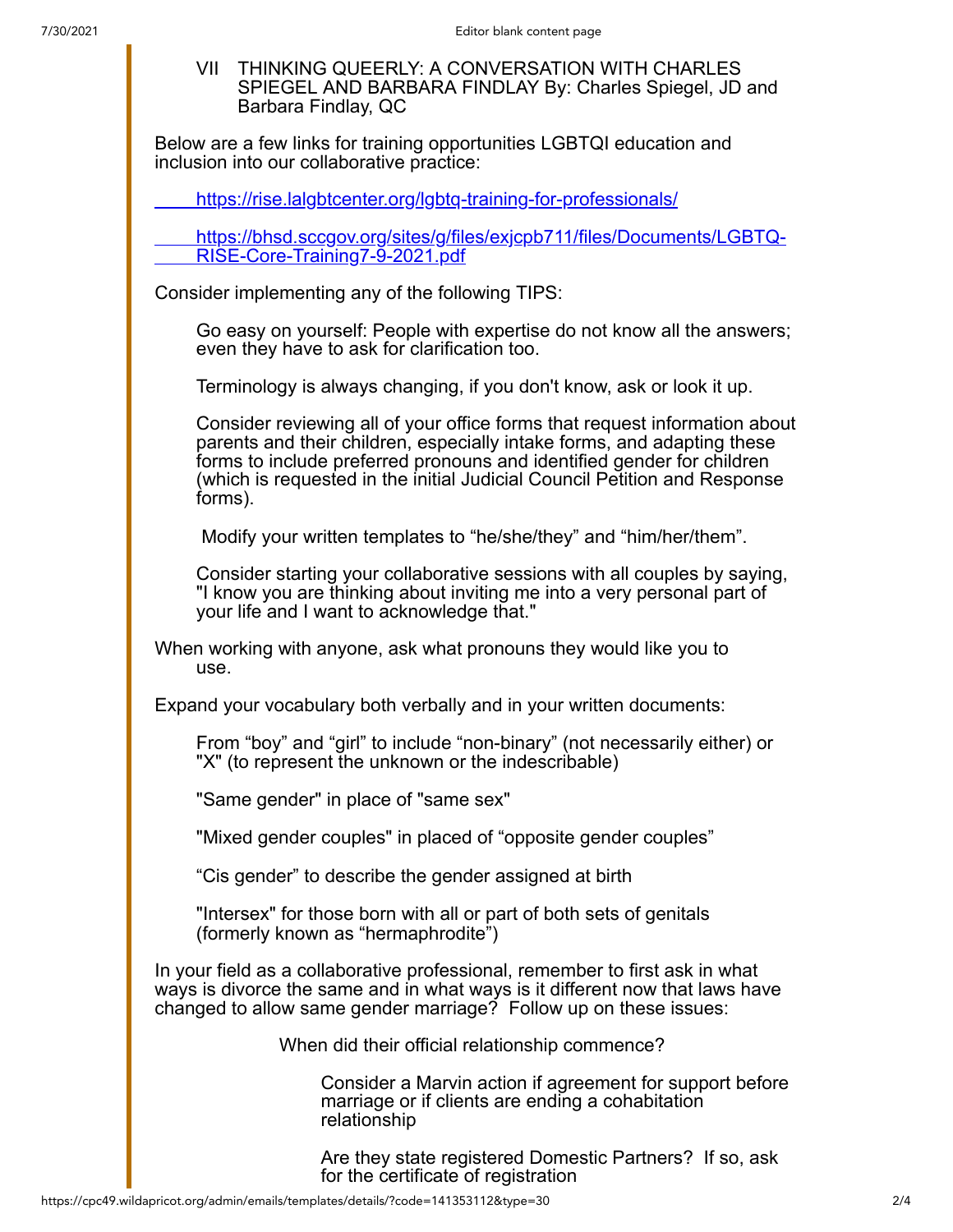## VII THINKING QUEERLY: A CONVERSATION WITH CHARLES SPIEGEL AND BARBARA FINDLAY By: Charles Spiegel, JD and Barbara Findlay, QC

Below are a few links for training opportunities LGBTQI education and inclusion into our collaborative practice:

[https://rise.lalgbtcenter.org/lgbtq-training-for-professionals/](https://rise.lalgbtcenter.org/lgbtq-training-for-professionals/)

[https://bhsd.sccgov.org/sites/g/files/exjcpb711/files/Documents/LGBTQ-RISE-Core-Training7-9-2021.pdf](https://bhsd.sccgov.org/sites/g/files/exjcpb711/files/Documents/LGBTQ-RISE-Core-Training7-9-2021.pdf)

Consider implementing any of the following TIPS:

Go easy on yourself: People with expertise do not know all the answers; even they have to ask for clarification too.

Terminology is always changing, if you don't know, ask or look it up.

Consider reviewing all of your office forms that request information about parents and their children, especially intake forms, and adapting these forms to include preferred pronouns and identified gender for children (which is requested in the initial Judicial Council Petition and Response forms).

Modify your written templates to "he/she/they" and "him/her/them".

Consider starting your collaborative sessions with all couples by saying, "I know you are thinking about inviting me into a very personal part of your life and I want to acknowledge that."

When working with anyone, ask what pronouns they would like you to use.

Expand your vocabulary both verbally and in your written documents:

From "boy" and "girl" to include "non-binary" (not necessarily either) or "X" (to represent the unknown or the indescribable)

"Same gender" in place of "same sex"

"Mixed gender couples" in placed of "opposite gender couples"

"Cis gender" to describe the gender assigned at birth

"Intersex" for those born with all or part of both sets of genitals (formerly known as "hermaphrodite")

In your field as a collaborative professional, remember to first ask in what ways is divorce the same and in what ways is it different now that laws have changed to allow same gender marriage? Follow up on these issues:

When did their official relationship commence?

Consider a Marvin action if agreement for support before marriage or if clients are ending a cohabitation relationship

Are they state registered Domestic Partners? If so, ask for the certificate of registration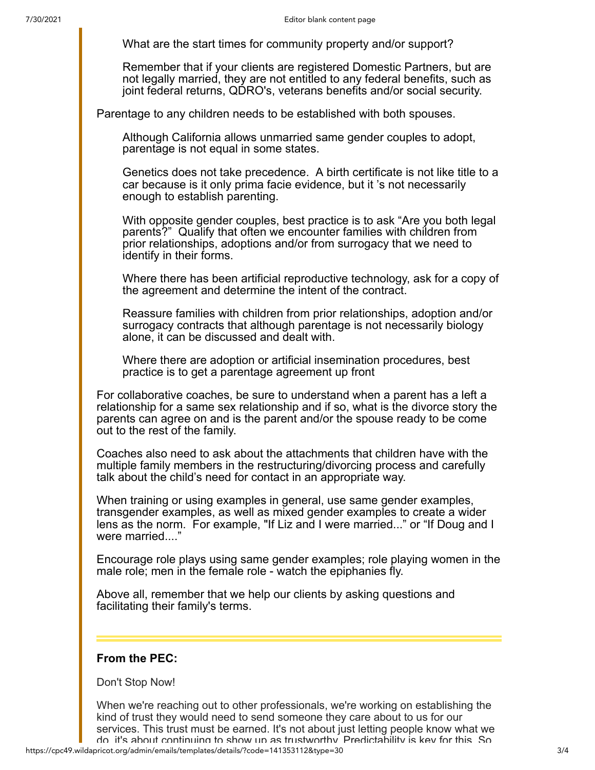What are the start times for community property and/or support?

Remember that if your clients are registered Domestic Partners, but are not legally married, they are not entitled to any federal benefits, such as joint federal returns, QDRO's, veterans benefits and/or social security.

Parentage to any children needs to be established with both spouses.

Although California allows unmarried same gender couples to adopt, parentage is not equal in some states.

Genetics does not take precedence. A birth certificate is not like title to a car because is it only prima facie evidence, but it 's not necessarily enough to establish parenting.

With opposite gender couples, best practice is to ask "Are you both legal parents?" Qualify that often we encounter families with children from prior relationships, adoptions and/or from surrogacy that we need to identify in their forms.

Where there has been artificial reproductive technology, ask for a copy of the agreement and determine the intent of the contract.

Reassure families with children from prior relationships, adoption and/or surrogacy contracts that although parentage is not necessarily biology alone, it can be discussed and dealt with.

Where there are adoption or artificial insemination procedures, best practice is to get a parentage agreement up front

For collaborative coaches, be sure to understand when a parent has a left a relationship for a same sex relationship and if so, what is the divorce story the parents can agree on and is the parent and/or the spouse ready to be come out to the rest of the family.

Coaches also need to ask about the attachments that children have with the multiple family members in the restructuring/divorcing process and carefully talk about the child's need for contact in an appropriate way.

When training or using examples in general, use same gender examples, transgender examples, as well as mixed gender examples to create a wider lens as the norm. For example, "If Liz and I were married..." or "If Doug and I were married...."

Encourage role plays using same gender examples; role playing women in the male role; men in the female role - watch the epiphanies fly.

Above all, remember that we help our clients by asking questions and facilitating their family's terms.

---

**From the PEC:**

Don't Stop Now!

When we're reaching out to other professionals, we're working on establishing the kind of trust they would need to send someone they care about to us for our services. This trust must be earned. It's not about just letting people know what we do, it's about continuing to show up as trustworthy. Predictability is key for this. So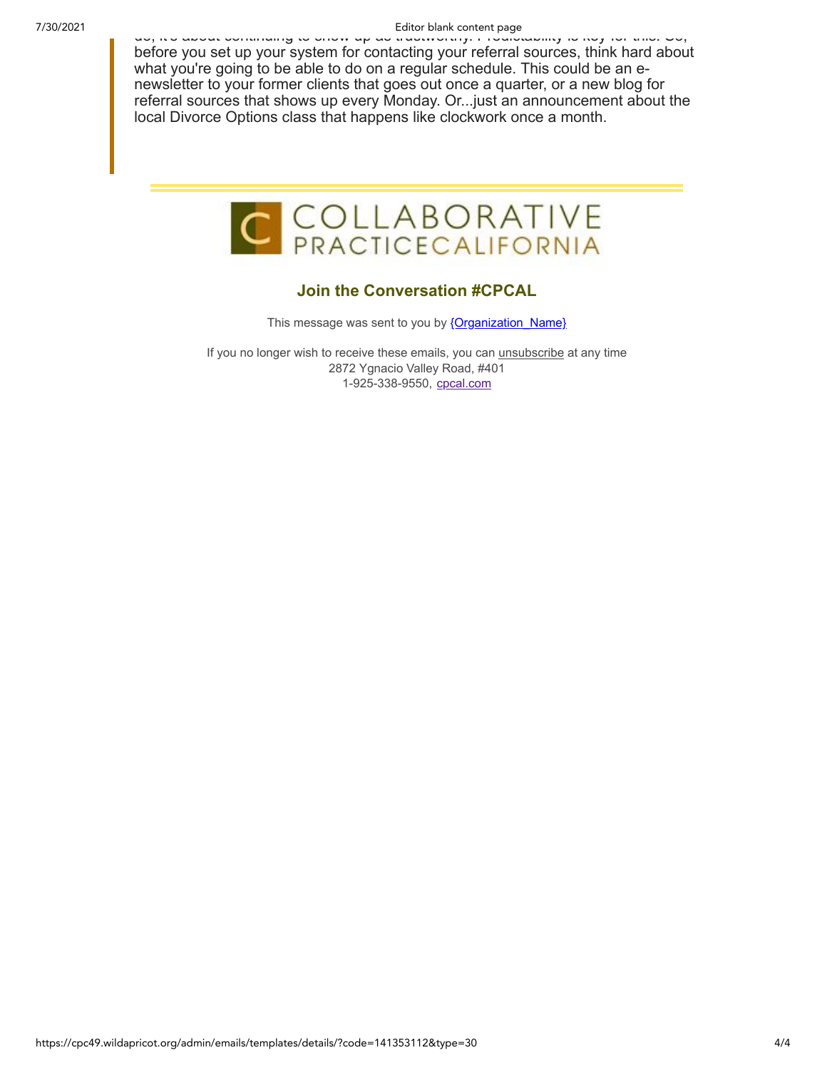do, it's about continuing to show up as trustworthy. Predictability is key for this. So, before you set up your system for contacting your referral sources, think hard about what you're going to be able to do on a regular schedule. This could be an e-newsletter to your former clients that goes out once a quarter, or a new blog for referral sources that shows up every Monday. Or...just an announcement about the local Divorce Options class that happens like clockwork once a month.

COLLABORATIVE PRACTICE CALIFORNIA

## Join the Conversation #CPCAL

This message was sent to you by {Organization_Name}

If you no longer wish to receive these emails, you can unsubscribe at any time
2872 Ygnacio Valley Road, #401
1-925-338-9550, cpcal.com